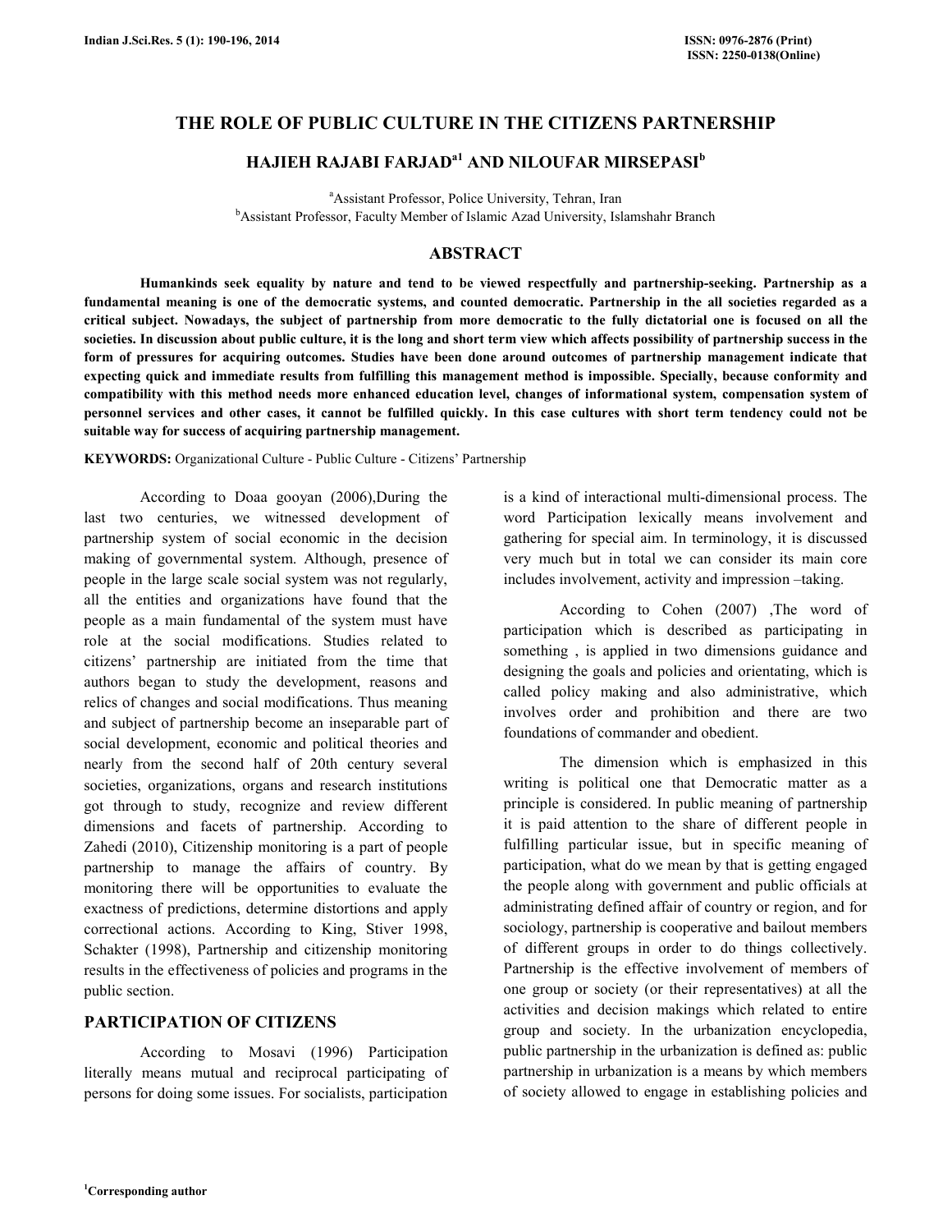# THE ROLE OF PUBLIC CULTURE IN THE CITIZENS PARTNERSHIP

**HAJIEH RAJABI FARJAD[a1] AND NILOUFAR MIRSEPASI[b]**

[a]Assistant Professor, Police University, Tehran, Iran
[b]Assistant Professor, Faculty Member of Islamic Azad University, Islamshahr Branch

## ABSTRACT

**Humankinds seek equality by nature and tend to be viewed respectfully and partnership-seeking. Partnership as a fundamental meaning is one of the democratic systems, and counted democratic. Partnership in the all societies regarded as a critical subject. Nowadays, the subject of partnership from more democratic to the fully dictatorial one is focused on all the societies. In discussion about public culture, it is the long and short term view which affects possibility of partnership success in the form of pressures for acquiring outcomes. Studies have been done around outcomes of partnership management indicate that expecting quick and immediate results from fulfilling this management method is impossible. Specially, because conformity and compatibility with this method needs more enhanced education level, changes of informational system, compensation system of personnel services and other cases, it cannot be fulfilled quickly. In this case cultures with short term tendency could not be suitable way for success of acquiring partnership management.**

**KEYWORDS:** Organizational Culture - Public Culture - Citizens' Partnership

According to Doaa gooyan (2006),During the last two centuries, we witnessed development of partnership system of social economic in the decision making of governmental system. Although, presence of people in the large scale social system was not regularly, all the entities and organizations have found that the people as a main fundamental of the system must have role at the social modifications. Studies related to citizens' partnership are initiated from the time that authors began to study the development, reasons and relics of changes and social modifications. Thus meaning and subject of partnership become an inseparable part of social development, economic and political theories and nearly from the second half of 20th century several societies, organizations, organs and research institutions got through to study, recognize and review different dimensions and facets of partnership. According to Zahedi (2010), Citizenship monitoring is a part of people partnership to manage the affairs of country. By monitoring there will be opportunities to evaluate the exactness of predictions, determine distortions and apply correctional actions. According to King, Stiver 1998, Schakter (1998), Partnership and citizenship monitoring results in the effectiveness of policies and programs in the public section.

## PARTICIPATION OF CITIZENS

According to Mosavi (1996) Participation literally means mutual and reciprocal participating of persons for doing some issues. For socialists, participation is a kind of interactional multi-dimensional process. The word Participation lexically means involvement and gathering for special aim. In terminology, it is discussed very much but in total we can consider its main core includes involvement, activity and impression –taking.

According to Cohen (2007) ,The word of participation which is described as participating in something , is applied in two dimensions guidance and designing the goals and policies and orientating, which is called policy making and also administrative, which involves order and prohibition and there are two foundations of commander and obedient.

The dimension which is emphasized in this writing is political one that Democratic matter as a principle is considered. In public meaning of partnership it is paid attention to the share of different people in fulfilling particular issue, but in specific meaning of participation, what do we mean by that is getting engaged the people along with government and public officials at administrating defined affair of country or region, and for sociology, partnership is cooperative and bailout members of different groups in order to do things collectively. Partnership is the effective involvement of members of one group or society (or their representatives) at all the activities and decision makings which related to entire group and society. In the urbanization encyclopedia, public partnership in the urbanization is defined as: public partnership in urbanization is a means by which members of society allowed to engage in establishing policies and

[1]Corresponding author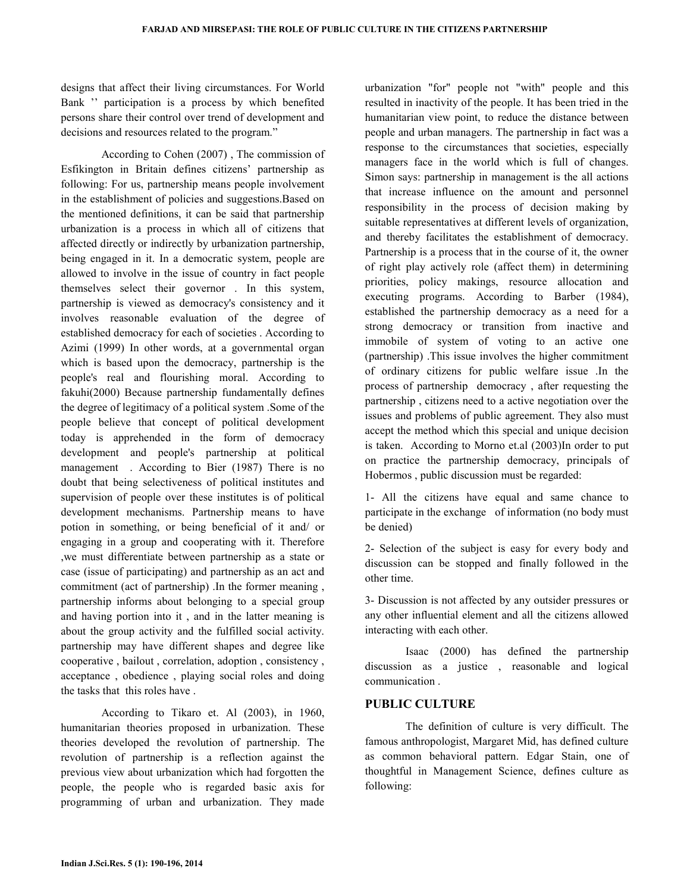designs that affect their living circumstances. For World Bank '' participation is a process by which benefited persons share their control over trend of development and decisions and resources related to the program."

According to Cohen (2007) , The commission of Esfikington in Britain defines citizens' partnership as following: For us, partnership means people involvement in the establishment of policies and suggestions.Based on the mentioned definitions, it can be said that partnership urbanization is a process in which all of citizens that affected directly or indirectly by urbanization partnership, being engaged in it. In a democratic system, people are allowed to involve in the issue of country in fact people themselves select their governor . In this system, partnership is viewed as democracy's consistency and it involves reasonable evaluation of the degree of established democracy for each of societies . According to Azimi (1999) In other words, at a governmental organ which is based upon the democracy, partnership is the people's real and flourishing moral. According to fakuhi(2000) Because partnership fundamentally defines the degree of legitimacy of a political system .Some of the people believe that concept of political development today is apprehended in the form of democracy development and people's partnership at political management . According to Bier (1987) There is no doubt that being selectiveness of political institutes and supervision of people over these institutes is of political development mechanisms. Partnership means to have potion in something, or being beneficial of it and/ or engaging in a group and cooperating with it. Therefore ,we must differentiate between partnership as a state or case (issue of participating) and partnership as an act and commitment (act of partnership) .In the former meaning , partnership informs about belonging to a special group and having portion into it , and in the latter meaning is about the group activity and the fulfilled social activity. partnership may have different shapes and degree like cooperative , bailout , correlation, adoption , consistency , acceptance , obedience , playing social roles and doing the tasks that this roles have .

According to Tikaro et. Al (2003), in 1960, humanitarian theories proposed in urbanization. These theories developed the revolution of partnership. The revolution of partnership is a reflection against the previous view about urbanization which had forgotten the people, the people who is regarded basic axis for programming of urban and urbanization. They made urbanization "for" people not "with" people and this resulted in inactivity of the people. It has been tried in the humanitarian view point, to reduce the distance between people and urban managers. The partnership in fact was a response to the circumstances that societies, especially managers face in the world which is full of changes. Simon says: partnership in management is the all actions that increase influence on the amount and personnel responsibility in the process of decision making by suitable representatives at different levels of organization, and thereby facilitates the establishment of democracy. Partnership is a process that in the course of it, the owner of right play actively role (affect them) in determining priorities, policy makings, resource allocation and executing programs. According to Barber (1984), established the partnership democracy as a need for a strong democracy or transition from inactive and immobile of system of voting to an active one (partnership) .This issue involves the higher commitment of ordinary citizens for public welfare issue .In the process of partnership democracy , after requesting the partnership , citizens need to a active negotiation over the issues and problems of public agreement. They also must accept the method which this special and unique decision is taken. According to Morno et.al (2003)In order to put on practice the partnership democracy, principals of Hobermos , public discussion must be regarded:

1- All the citizens have equal and same chance to participate in the exchange of information (no body must be denied)

2- Selection of the subject is easy for every body and discussion can be stopped and finally followed in the other time.

3- Discussion is not affected by any outsider pressures or any other influential element and all the citizens allowed interacting with each other.

Isaac (2000) has defined the partnership discussion as a justice , reasonable and logical communication .

## PUBLIC CULTURE

The definition of culture is very difficult. The famous anthropologist, Margaret Mid, has defined culture as common behavioral pattern. Edgar Stain, one of thoughtful in Management Science, defines culture as following: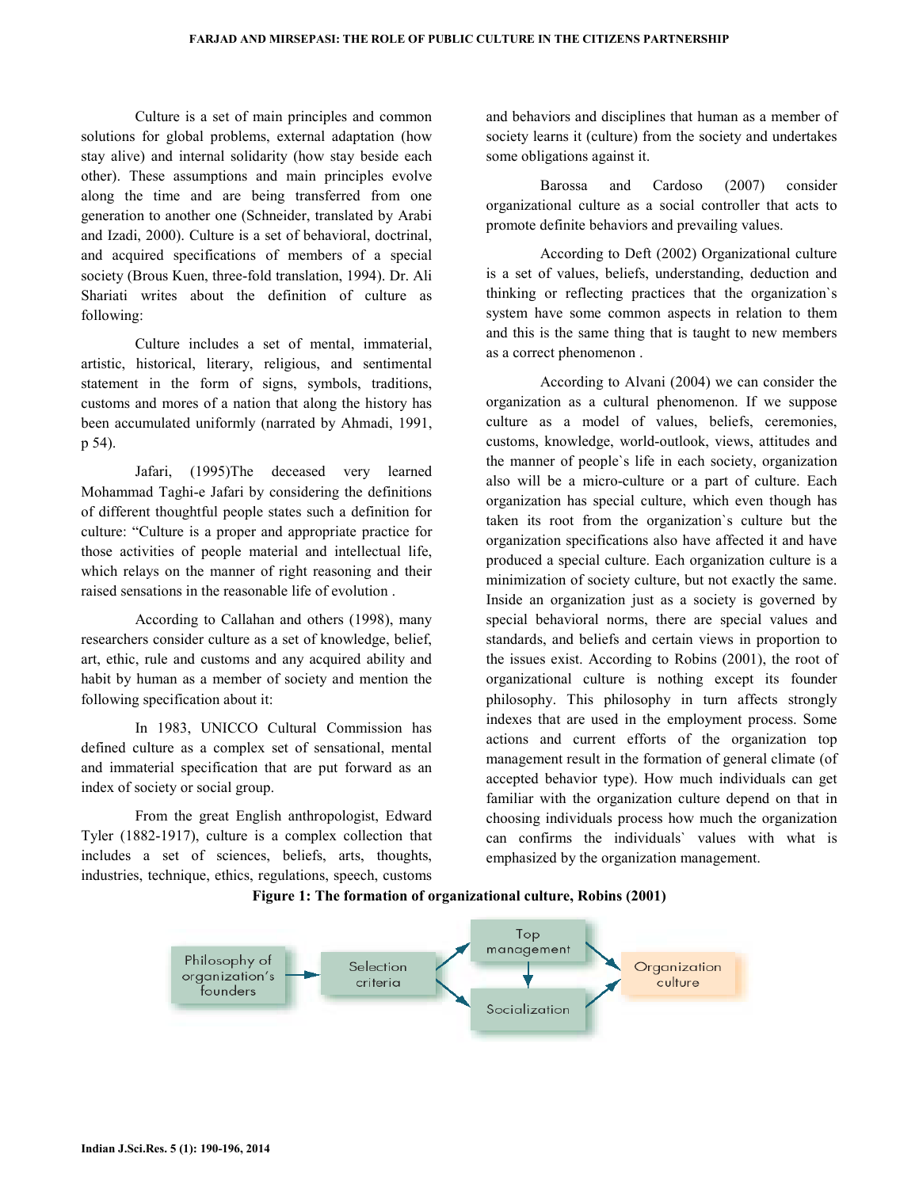Culture is a set of main principles and common solutions for global problems, external adaptation (how stay alive) and internal solidarity (how stay beside each other). These assumptions and main principles evolve along the time and are being transferred from one generation to another one (Schneider, translated by Arabi and Izadi, 2000). Culture is a set of behavioral, doctrinal, and acquired specifications of members of a special society (Brous Kuen, three-fold translation, 1994). Dr. Ali Shariati writes about the definition of culture as following:

Culture includes a set of mental, immaterial, artistic, historical, literary, religious, and sentimental statement in the form of signs, symbols, traditions, customs and mores of a nation that along the history has been accumulated uniformly (narrated by Ahmadi, 1991, p 54).

Jafari, (1995)The deceased very learned Mohammad Taghi-e Jafari by considering the definitions of different thoughtful people states such a definition for culture: "Culture is a proper and appropriate practice for those activities of people material and intellectual life, which relays on the manner of right reasoning and their raised sensations in the reasonable life of evolution .

According to Callahan and others (1998), many researchers consider culture as a set of knowledge, belief, art, ethic, rule and customs and any acquired ability and habit by human as a member of society and mention the following specification about it:

In 1983, UNICCO Cultural Commission has defined culture as a complex set of sensational, mental and immaterial specification that are put forward as an index of society or social group.

From the great English anthropologist, Edward Tyler (1882-1917), culture is a complex collection that includes a set of sciences, beliefs, arts, thoughts, industries, technique, ethics, regulations, speech, customs and behaviors and disciplines that human as a member of society learns it (culture) from the society and undertakes some obligations against it.

Barossa and Cardoso (2007) consider organizational culture as a social controller that acts to promote definite behaviors and prevailing values.

According to Deft (2002) Organizational culture is a set of values, beliefs, understanding, deduction and thinking or reflecting practices that the organization`s system have some common aspects in relation to them and this is the same thing that is taught to new members as a correct phenomenon .

According to Alvani (2004) we can consider the organization as a cultural phenomenon. If we suppose culture as a model of values, beliefs, ceremonies, customs, knowledge, world-outlook, views, attitudes and the manner of people`s life in each society, organization also will be a micro-culture or a part of culture. Each organization has special culture, which even though has taken its root from the organization`s culture but the organization specifications also have affected it and have produced a special culture. Each organization culture is a minimization of society culture, but not exactly the same. Inside an organization just as a society is governed by special behavioral norms, there are special values and standards, and beliefs and certain views in proportion to the issues exist. According to Robins (2001), the root of organizational culture is nothing except its founder philosophy. This philosophy in turn affects strongly indexes that are used in the employment process. Some actions and current efforts of the organization top management result in the formation of general climate (of accepted behavior type). How much individuals can get familiar with the organization culture depend on that in choosing individuals process how much the organization can confirms the individuals` values with what is emphasized by the organization management.

**Figure 1: The formation of organizational culture, Robins (2001)**

Philosophy of organization's founders → Selection criteria → Top management / Socialization → Organization culture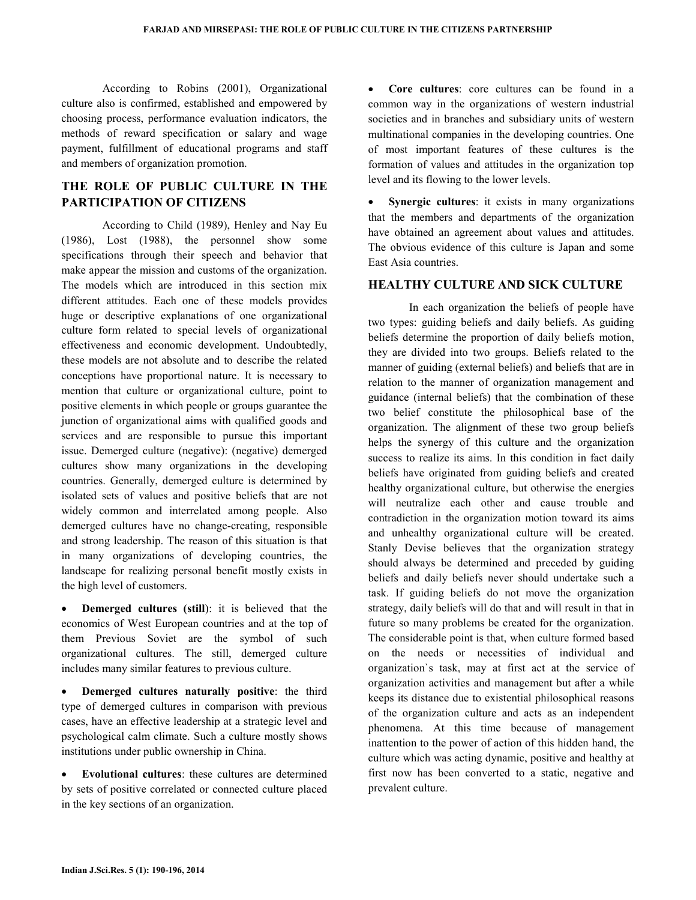According to Robins (2001), Organizational culture also is confirmed, established and empowered by choosing process, performance evaluation indicators, the methods of reward specification or salary and wage payment, fulfillment of educational programs and staff and members of organization promotion.

## THE ROLE OF PUBLIC CULTURE IN THE PARTICIPATION OF CITIZENS

According to Child (1989), Henley and Nay Eu (1986), Lost (1988), the personnel show some specifications through their speech and behavior that make appear the mission and customs of the organization. The models which are introduced in this section mix different attitudes. Each one of these models provides huge or descriptive explanations of one organizational culture form related to special levels of organizational effectiveness and economic development. Undoubtedly, these models are not absolute and to describe the related conceptions have proportional nature. It is necessary to mention that culture or organizational culture, point to positive elements in which people or groups guarantee the junction of organizational aims with qualified goods and services and are responsible to pursue this important issue. Demerged culture (negative): (negative) demerged cultures show many organizations in the developing countries. Generally, demerged culture is determined by isolated sets of values and positive beliefs that are not widely common and interrelated among people. Also demerged cultures have no change-creating, responsible and strong leadership. The reason of this situation is that in many organizations of developing countries, the landscape for realizing personal benefit mostly exists in the high level of customers.

- **Demerged cultures (still)**: it is believed that the economics of West European countries and at the top of them Previous Soviet are the symbol of such organizational cultures. The still, demerged culture includes many similar features to previous culture.
- **Demerged cultures naturally positive**: the third type of demerged cultures in comparison with previous cases, have an effective leadership at a strategic level and psychological calm climate. Such a culture mostly shows institutions under public ownership in China.
- **Evolutional cultures**: these cultures are determined by sets of positive correlated or connected culture placed in the key sections of an organization.
- **Core cultures**: core cultures can be found in a common way in the organizations of western industrial societies and in branches and subsidiary units of western multinational companies in the developing countries. One of most important features of these cultures is the formation of values and attitudes in the organization top level and its flowing to the lower levels.
- **Synergic cultures**: it exists in many organizations that the members and departments of the organization have obtained an agreement about values and attitudes. The obvious evidence of this culture is Japan and some East Asia countries.

## HEALTHY CULTURE AND SICK CULTURE

In each organization the beliefs of people have two types: guiding beliefs and daily beliefs. As guiding beliefs determine the proportion of daily beliefs motion, they are divided into two groups. Beliefs related to the manner of guiding (external beliefs) and beliefs that are in relation to the manner of organization management and guidance (internal beliefs) that the combination of these two belief constitute the philosophical base of the organization. The alignment of these two group beliefs helps the synergy of this culture and the organization success to realize its aims. In this condition in fact daily beliefs have originated from guiding beliefs and created healthy organizational culture, but otherwise the energies will neutralize each other and cause trouble and contradiction in the organization motion toward its aims and unhealthy organizational culture will be created. Stanly Devise believes that the organization strategy should always be determined and preceded by guiding beliefs and daily beliefs never should undertake such a task. If guiding beliefs do not move the organization strategy, daily beliefs will do that and will result in that in future so many problems be created for the organization. The considerable point is that, when culture formed based on the needs or necessities of individual and organization`s task, may at first act at the service of organization activities and management but after a while keeps its distance due to existential philosophical reasons of the organization culture and acts as an independent phenomena. At this time because of management inattention to the power of action of this hidden hand, the culture which was acting dynamic, positive and healthy at first now has been converted to a static, negative and prevalent culture.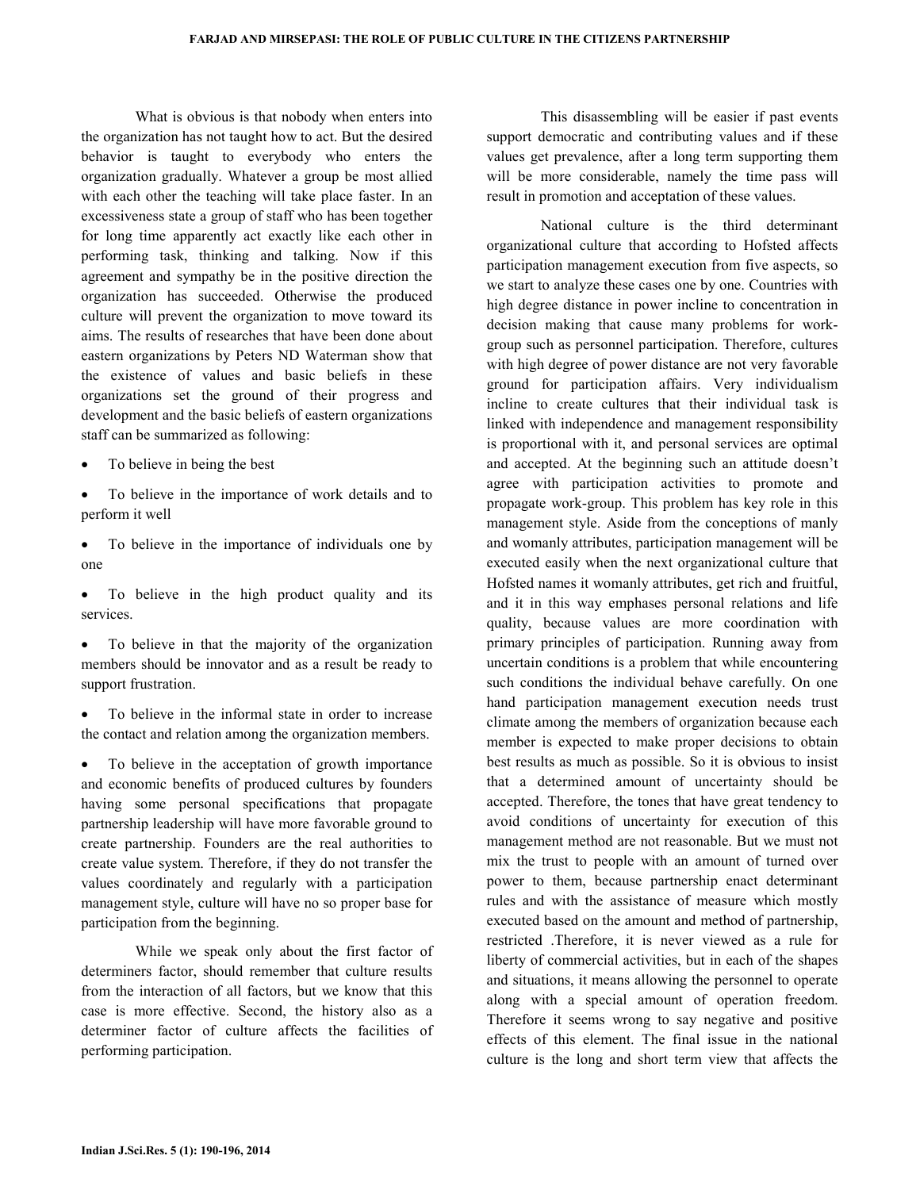What is obvious is that nobody when enters into the organization has not taught how to act. But the desired behavior is taught to everybody who enters the organization gradually. Whatever a group be most allied with each other the teaching will take place faster. In an excessiveness state a group of staff who has been together for long time apparently act exactly like each other in performing task, thinking and talking. Now if this agreement and sympathy be in the positive direction the organization has succeeded. Otherwise the produced culture will prevent the organization to move toward its aims. The results of researches that have been done about eastern organizations by Peters ND Waterman show that the existence of values and basic beliefs in these organizations set the ground of their progress and development and the basic beliefs of eastern organizations staff can be summarized as following:

- To believe in being the best
- To believe in the importance of work details and to perform it well
- To believe in the importance of individuals one by one
- To believe in the high product quality and its services.
- To believe in that the majority of the organization members should be innovator and as a result be ready to support frustration.
- To believe in the informal state in order to increase the contact and relation among the organization members.
- To believe in the acceptation of growth importance and economic benefits of produced cultures by founders having some personal specifications that propagate partnership leadership will have more favorable ground to create partnership. Founders are the real authorities to create value system. Therefore, if they do not transfer the values coordinately and regularly with a participation management style, culture will have no so proper base for participation from the beginning.

While we speak only about the first factor of determiners factor, should remember that culture results from the interaction of all factors, but we know that this case is more effective. Second, the history also as a determiner factor of culture affects the facilities of performing participation.

This disassembling will be easier if past events support democratic and contributing values and if these values get prevalence, after a long term supporting them will be more considerable, namely the time pass will result in promotion and acceptation of these values.

National culture is the third determinant organizational culture that according to Hofsted affects participation management execution from five aspects, so we start to analyze these cases one by one. Countries with high degree distance in power incline to concentration in decision making that cause many problems for work-group such as personnel participation. Therefore, cultures with high degree of power distance are not very favorable ground for participation affairs. Very individualism incline to create cultures that their individual task is linked with independence and management responsibility is proportional with it, and personal services are optimal and accepted. At the beginning such an attitude doesn't agree with participation activities to promote and propagate work-group. This problem has key role in this management style. Aside from the conceptions of manly and womanly attributes, participation management will be executed easily when the next organizational culture that Hofsted names it womanly attributes, get rich and fruitful, and it in this way emphases personal relations and life quality, because values are more coordination with primary principles of participation. Running away from uncertain conditions is a problem that while encountering such conditions the individual behave carefully. On one hand participation management execution needs trust climate among the members of organization because each member is expected to make proper decisions to obtain best results as much as possible. So it is obvious to insist that a determined amount of uncertainty should be accepted. Therefore, the tones that have great tendency to avoid conditions of uncertainty for execution of this management method are not reasonable. But we must not mix the trust to people with an amount of turned over power to them, because partnership enact determinant rules and with the assistance of measure which mostly executed based on the amount and method of partnership, restricted .Therefore, it is never viewed as a rule for liberty of commercial activities, but in each of the shapes and situations, it means allowing the personnel to operate along with a special amount of operation freedom. Therefore it seems wrong to say negative and positive effects of this element. The final issue in the national culture is the long and short term view that affects the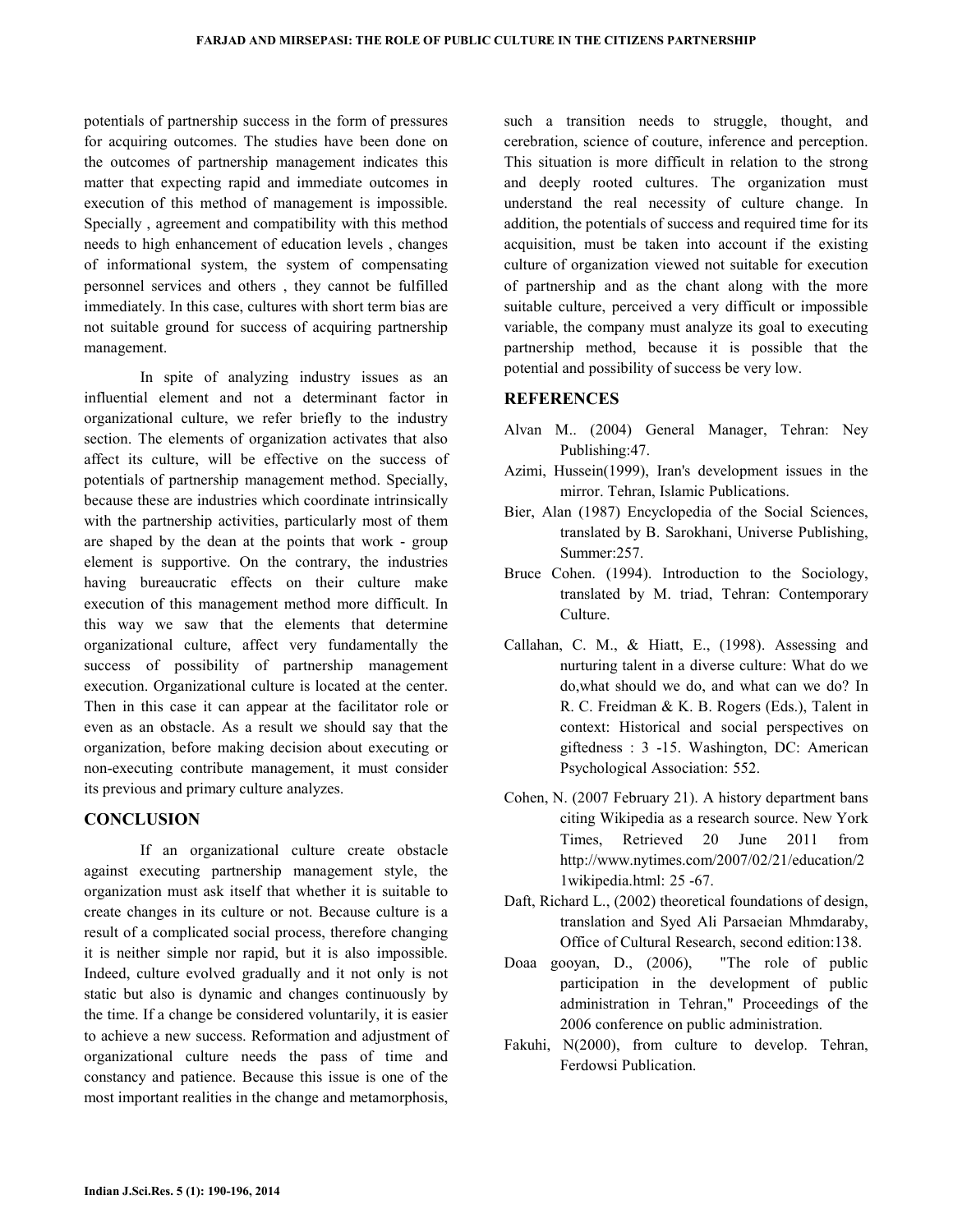potentials of partnership success in the form of pressures for acquiring outcomes. The studies have been done on the outcomes of partnership management indicates this matter that expecting rapid and immediate outcomes in execution of this method of management is impossible. Specially , agreement and compatibility with this method needs to high enhancement of education levels , changes of informational system, the system of compensating personnel services and others , they cannot be fulfilled immediately. In this case, cultures with short term bias are not suitable ground for success of acquiring partnership management.

In spite of analyzing industry issues as an influential element and not a determinant factor in organizational culture, we refer briefly to the industry section. The elements of organization activates that also affect its culture, will be effective on the success of potentials of partnership management method. Specially, because these are industries which coordinate intrinsically with the partnership activities, particularly most of them are shaped by the dean at the points that work - group element is supportive. On the contrary, the industries having bureaucratic effects on their culture make execution of this management method more difficult. In this way we saw that the elements that determine organizational culture, affect very fundamentally the success of possibility of partnership management execution. Organizational culture is located at the center. Then in this case it can appear at the facilitator role or even as an obstacle. As a result we should say that the organization, before making decision about executing or non-executing contribute management, it must consider its previous and primary culture analyzes.

## CONCLUSION

If an organizational culture create obstacle against executing partnership management style, the organization must ask itself that whether it is suitable to create changes in its culture or not. Because culture is a result of a complicated social process, therefore changing it is neither simple nor rapid, but it is also impossible. Indeed, culture evolved gradually and it not only is not static but also is dynamic and changes continuously by the time. If a change be considered voluntarily, it is easier to achieve a new success. Reformation and adjustment of organizational culture needs the pass of time and constancy and patience. Because this issue is one of the most important realities in the change and metamorphosis, such a transition needs to struggle, thought, and cerebration, science of couture, inference and perception. This situation is more difficult in relation to the strong and deeply rooted cultures. The organization must understand the real necessity of culture change. In addition, the potentials of success and required time for its acquisition, must be taken into account if the existing culture of organization viewed not suitable for execution of partnership and as the chant along with the more suitable culture, perceived a very difficult or impossible variable, the company must analyze its goal to executing partnership method, because it is possible that the potential and possibility of success be very low.

## REFERENCES

Alvan M.. (2004) General Manager, Tehran: Ney Publishing:47.

Azimi, Hussein(1999), Iran's development issues in the mirror. Tehran, Islamic Publications.

Bier, Alan (1987) Encyclopedia of the Social Sciences, translated by B. Sarokhani, Universe Publishing, Summer:257.

Bruce Cohen. (1994). Introduction to the Sociology, translated by M. triad, Tehran: Contemporary Culture.

Callahan, C. M., & Hiatt, E., (1998). Assessing and nurturing talent in a diverse culture: What do we do,what should we do, and what can we do? In R. C. Freidman & K. B. Rogers (Eds.), Talent in context: Historical and social perspectives on giftedness : 3 -15. Washington, DC: American Psychological Association: 552.

Cohen, N. (2007 February 21). A history department bans citing Wikipedia as a research source. New York Times, Retrieved 20 June 2011 from http://www.nytimes.com/2007/02/21/education/21wikipedia.html: 25 -67.

Daft, Richard L., (2002) theoretical foundations of design, translation and Syed Ali Parsaeian Mhmdaraby, Office of Cultural Research, second edition:138.

Doaa gooyan, D., (2006), "The role of public participation in the development of public administration in Tehran," Proceedings of the 2006 conference on public administration.

Fakuhi, N(2000), from culture to develop. Tehran, Ferdowsi Publication.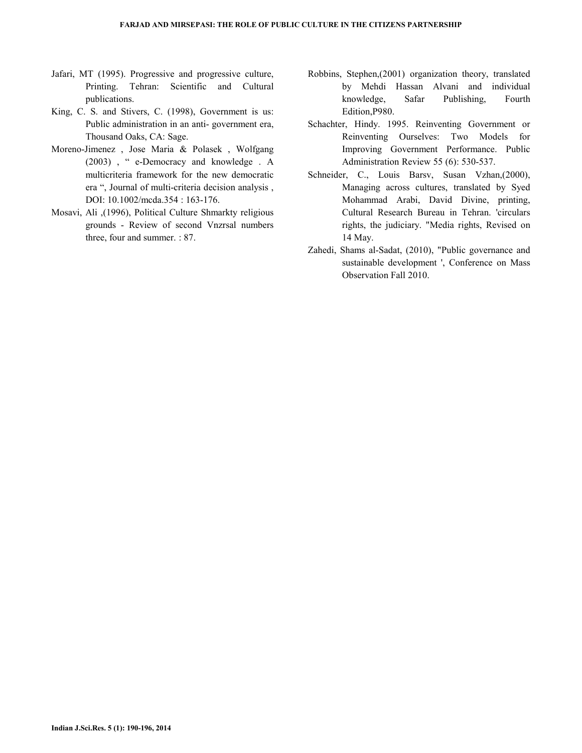Jafari, MT (1995). Progressive and progressive culture, Printing. Tehran: Scientific and Cultural publications.

King, C. S. and Stivers, C. (1998), Government is us: Public administration in an anti- government era, Thousand Oaks, CA: Sage.

Moreno-Jimenez , Jose Maria & Polasek , Wolfgang (2003) , " e-Democracy and knowledge . A multicriteria framework for the new democratic era ", Journal of multi-criteria decision analysis , DOI: 10.1002/mcda.354 : 163-176.

Mosavi, Ali ,(1996), Political Culture Shmarkty religious grounds - Review of second Vnzrsal numbers three, four and summer. : 87.

Robbins, Stephen,(2001) organization theory, translated by Mehdi Hassan Alvani and individual knowledge, Safar Publishing, Fourth Edition,P980.

Schachter, Hindy. 1995. Reinventing Government or Reinventing Ourselves: Two Models for Improving Government Performance. Public Administration Review 55 (6): 530-537.

Schneider, C., Louis Barsv, Susan Vzhan,(2000), Managing across cultures, translated by Syed Mohammad Arabi, David Divine, printing, Cultural Research Bureau in Tehran. 'circulars rights, the judiciary. "Media rights, Revised on 14 May.

Zahedi, Shams al-Sadat, (2010), "Public governance and sustainable development ', Conference on Mass Observation Fall 2010.